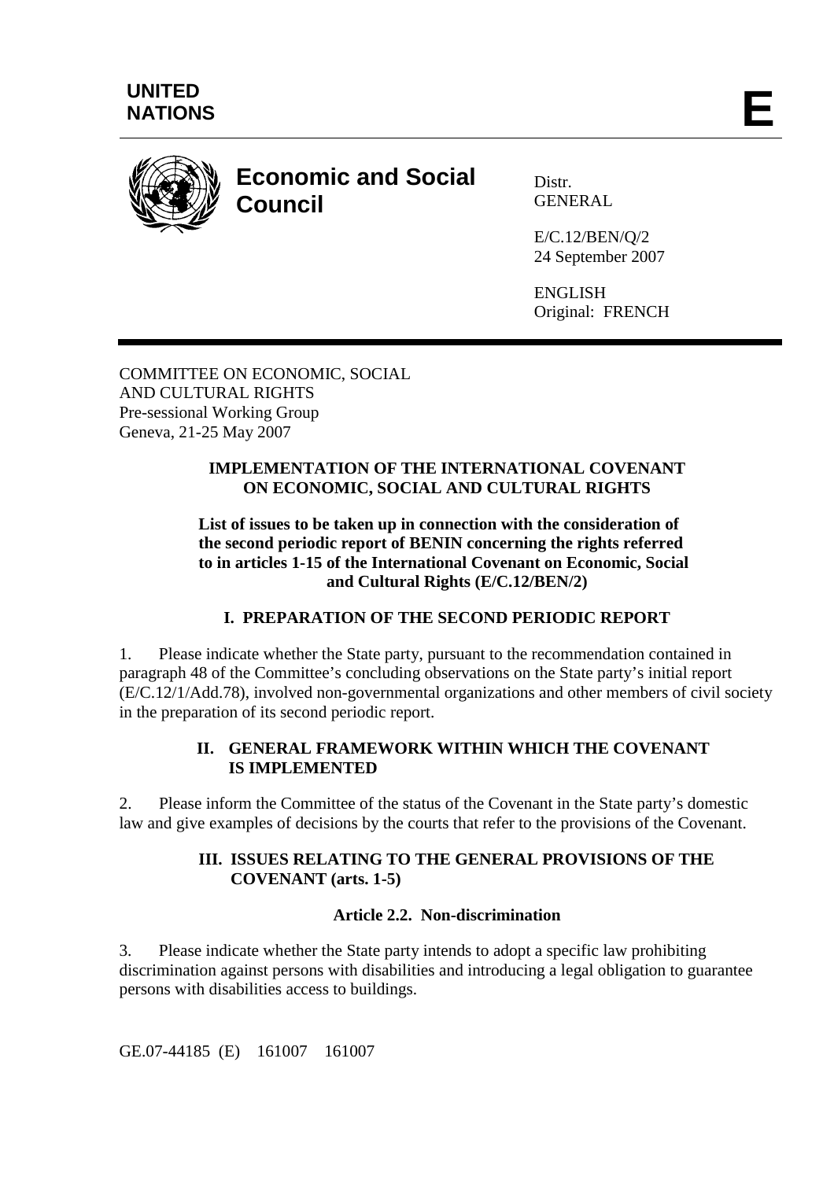**UNITED NATIONS**

**E**

# Economic and Social Council

Distr.
GENERAL

E/C.12/BEN/Q/2
24 September 2007

ENGLISH
Original: FRENCH

COMMITTEE ON ECONOMIC, SOCIAL
AND CULTURAL RIGHTS
Pre-sessional Working Group
Geneva, 21-25 May 2007

## IMPLEMENTATION OF THE INTERNATIONAL COVENANT ON ECONOMIC, SOCIAL AND CULTURAL RIGHTS

**List of issues to be taken up in connection with the consideration of the second periodic report of BENIN concerning the rights referred to in articles 1-15 of the International Covenant on Economic, Social and Cultural Rights (E/C.12/BEN/2)**

### I. PREPARATION OF THE SECOND PERIODIC REPORT

1. Please indicate whether the State party, pursuant to the recommendation contained in paragraph 48 of the Committee's concluding observations on the State party's initial report (E/C.12/1/Add.78), involved non-governmental organizations and other members of civil society in the preparation of its second periodic report.

### II. GENERAL FRAMEWORK WITHIN WHICH THE COVENANT IS IMPLEMENTED

2. Please inform the Committee of the status of the Covenant in the State party's domestic law and give examples of decisions by the courts that refer to the provisions of the Covenant.

### III. ISSUES RELATING TO THE GENERAL PROVISIONS OF THE COVENANT (arts. 1-5)

#### Article 2.2. Non-discrimination

3. Please indicate whether the State party intends to adopt a specific law prohibiting discrimination against persons with disabilities and introducing a legal obligation to guarantee persons with disabilities access to buildings.

GE.07-44185 (E) 161007 161007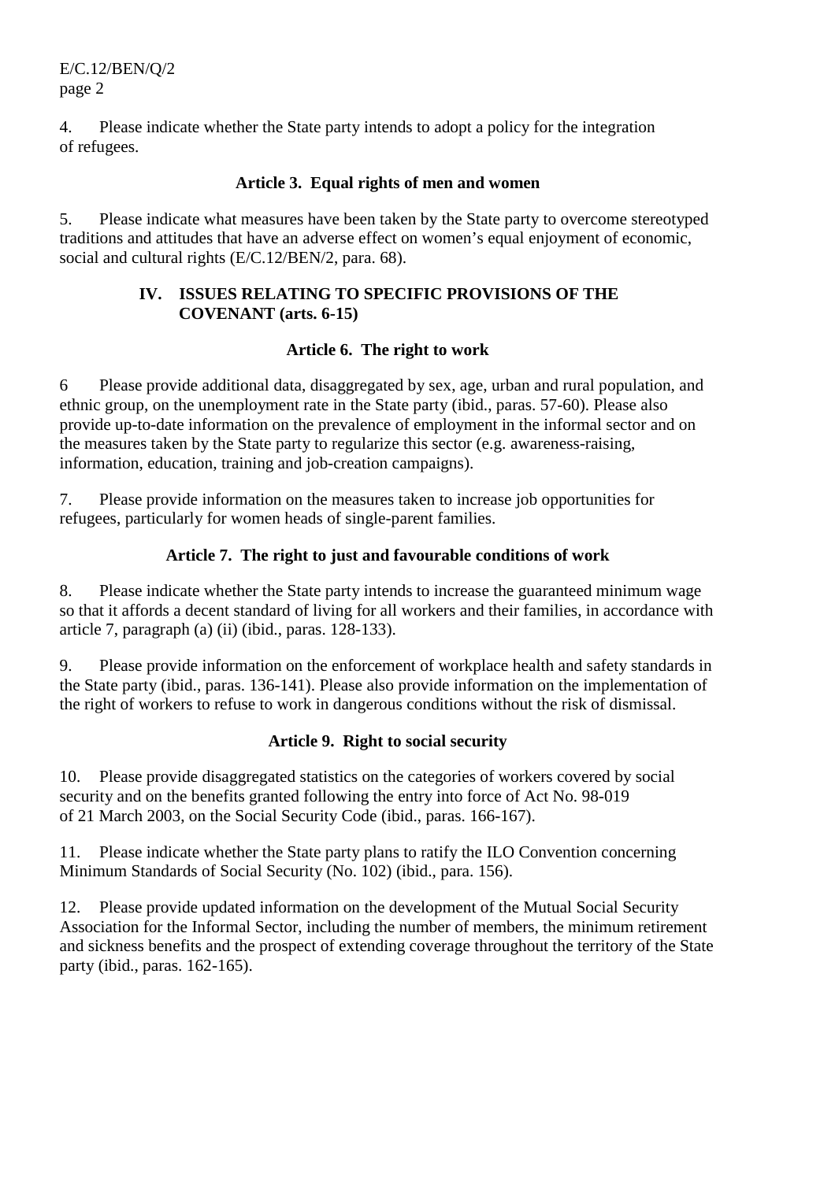4. Please indicate whether the State party intends to adopt a policy for the integration of refugees.

### Article 3. Equal rights of men and women

5. Please indicate what measures have been taken by the State party to overcome stereotyped traditions and attitudes that have an adverse effect on women's equal enjoyment of economic, social and cultural rights (E/C.12/BEN/2, para. 68).

## IV. ISSUES RELATING TO SPECIFIC PROVISIONS OF THE COVENANT (arts. 6-15)

### Article 6. The right to work

6 Please provide additional data, disaggregated by sex, age, urban and rural population, and ethnic group, on the unemployment rate in the State party (ibid., paras. 57-60). Please also provide up-to-date information on the prevalence of employment in the informal sector and on the measures taken by the State party to regularize this sector (e.g. awareness-raising, information, education, training and job-creation campaigns).

7. Please provide information on the measures taken to increase job opportunities for refugees, particularly for women heads of single-parent families.

### Article 7. The right to just and favourable conditions of work

8. Please indicate whether the State party intends to increase the guaranteed minimum wage so that it affords a decent standard of living for all workers and their families, in accordance with article 7, paragraph (a) (ii) (ibid., paras. 128-133).

9. Please provide information on the enforcement of workplace health and safety standards in the State party (ibid., paras. 136-141). Please also provide information on the implementation of the right of workers to refuse to work in dangerous conditions without the risk of dismissal.

### Article 9. Right to social security

10. Please provide disaggregated statistics on the categories of workers covered by social security and on the benefits granted following the entry into force of Act No. 98-019 of 21 March 2003, on the Social Security Code (ibid., paras. 166-167).

11. Please indicate whether the State party plans to ratify the ILO Convention concerning Minimum Standards of Social Security (No. 102) (ibid., para. 156).

12. Please provide updated information on the development of the Mutual Social Security Association for the Informal Sector, including the number of members, the minimum retirement and sickness benefits and the prospect of extending coverage throughout the territory of the State party (ibid., paras. 162-165).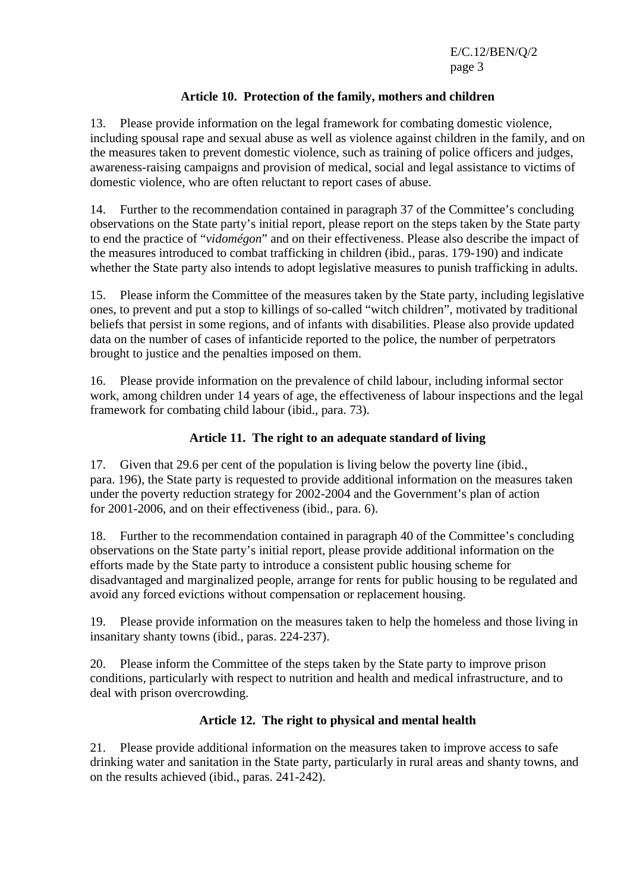### Article 10. Protection of the family, mothers and children

13. Please provide information on the legal framework for combating domestic violence, including spousal rape and sexual abuse as well as violence against children in the family, and on the measures taken to prevent domestic violence, such as training of police officers and judges, awareness-raising campaigns and provision of medical, social and legal assistance to victims of domestic violence, who are often reluctant to report cases of abuse.

14. Further to the recommendation contained in paragraph 37 of the Committee's concluding observations on the State party's initial report, please report on the steps taken by the State party to end the practice of "*vidomégon*" and on their effectiveness. Please also describe the impact of the measures introduced to combat trafficking in children (ibid., paras. 179-190) and indicate whether the State party also intends to adopt legislative measures to punish trafficking in adults.

15. Please inform the Committee of the measures taken by the State party, including legislative ones, to prevent and put a stop to killings of so-called "witch children", motivated by traditional beliefs that persist in some regions, and of infants with disabilities. Please also provide updated data on the number of cases of infanticide reported to the police, the number of perpetrators brought to justice and the penalties imposed on them.

16. Please provide information on the prevalence of child labour, including informal sector work, among children under 14 years of age, the effectiveness of labour inspections and the legal framework for combating child labour (ibid., para. 73).

### Article 11. The right to an adequate standard of living

17. Given that 29.6 per cent of the population is living below the poverty line (ibid., para. 196), the State party is requested to provide additional information on the measures taken under the poverty reduction strategy for 2002-2004 and the Government's plan of action for 2001-2006, and on their effectiveness (ibid., para. 6).

18. Further to the recommendation contained in paragraph 40 of the Committee's concluding observations on the State party's initial report, please provide additional information on the efforts made by the State party to introduce a consistent public housing scheme for disadvantaged and marginalized people, arrange for rents for public housing to be regulated and avoid any forced evictions without compensation or replacement housing.

19. Please provide information on the measures taken to help the homeless and those living in insanitary shanty towns (ibid., paras. 224-237).

20. Please inform the Committee of the steps taken by the State party to improve prison conditions, particularly with respect to nutrition and health and medical infrastructure, and to deal with prison overcrowding.

### Article 12. The right to physical and mental health

21. Please provide additional information on the measures taken to improve access to safe drinking water and sanitation in the State party, particularly in rural areas and shanty towns, and on the results achieved (ibid., paras. 241-242).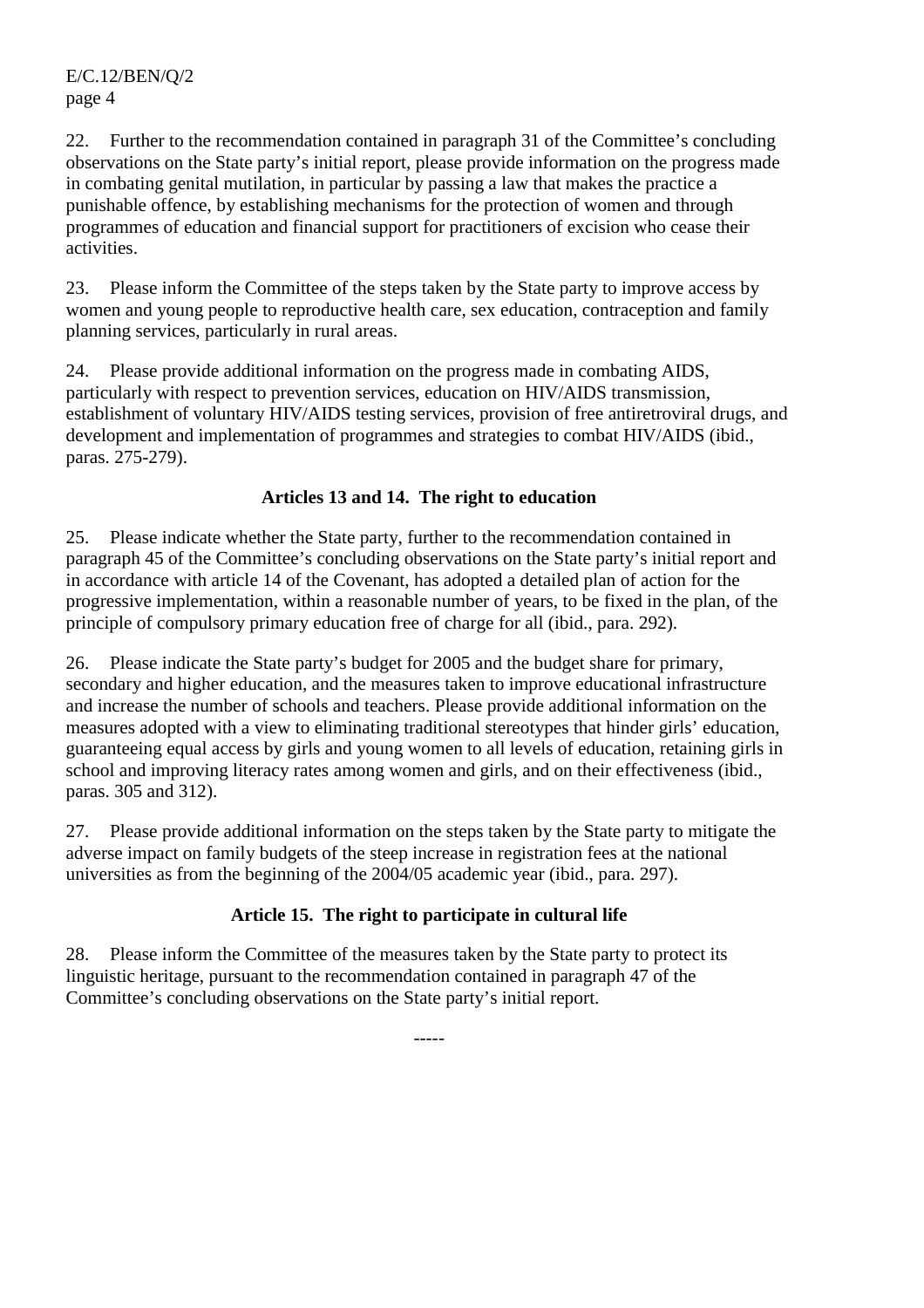22. Further to the recommendation contained in paragraph 31 of the Committee's concluding observations on the State party's initial report, please provide information on the progress made in combating genital mutilation, in particular by passing a law that makes the practice a punishable offence, by establishing mechanisms for the protection of women and through programmes of education and financial support for practitioners of excision who cease their activities.

23. Please inform the Committee of the steps taken by the State party to improve access by women and young people to reproductive health care, sex education, contraception and family planning services, particularly in rural areas.

24. Please provide additional information on the progress made in combating AIDS, particularly with respect to prevention services, education on HIV/AIDS transmission, establishment of voluntary HIV/AIDS testing services, provision of free antiretroviral drugs, and development and implementation of programmes and strategies to combat HIV/AIDS (ibid., paras. 275-279).

**Articles 13 and 14. The right to education**

25. Please indicate whether the State party, further to the recommendation contained in paragraph 45 of the Committee's concluding observations on the State party's initial report and in accordance with article 14 of the Covenant, has adopted a detailed plan of action for the progressive implementation, within a reasonable number of years, to be fixed in the plan, of the principle of compulsory primary education free of charge for all (ibid., para. 292).

26. Please indicate the State party's budget for 2005 and the budget share for primary, secondary and higher education, and the measures taken to improve educational infrastructure and increase the number of schools and teachers. Please provide additional information on the measures adopted with a view to eliminating traditional stereotypes that hinder girls' education, guaranteeing equal access by girls and young women to all levels of education, retaining girls in school and improving literacy rates among women and girls, and on their effectiveness (ibid., paras. 305 and 312).

27. Please provide additional information on the steps taken by the State party to mitigate the adverse impact on family budgets of the steep increase in registration fees at the national universities as from the beginning of the 2004/05 academic year (ibid., para. 297).

**Article 15. The right to participate in cultural life**

28. Please inform the Committee of the measures taken by the State party to protect its linguistic heritage, pursuant to the recommendation contained in paragraph 47 of the Committee's concluding observations on the State party's initial report.

-----